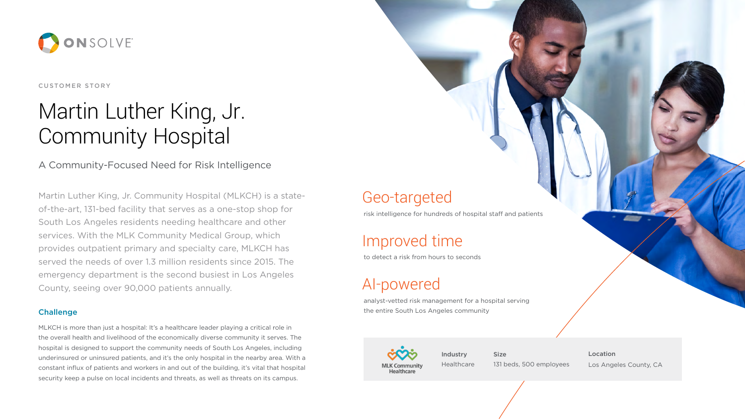ONSOLVE

CUSTOMER STORY

# Martin Luther King, Jr. Community Hospital

## A Community-Focused Need for Risk Intelligence

Martin Luther King, Jr. Community Hospital (MLKCH) is a state-of-the-art, 131-bed facility that serves as a one-stop shop for South Los Angeles residents needing healthcare and other services. With the MLK Community Medical Group, which provides outpatient primary and specialty care, MLKCH has served the needs of over 1.3 million residents since 2015. The emergency department is the second busiest in Los Angeles County, seeing over 90,000 patients annually.

### Challenge

MLKCH is more than just a hospital: It's a healthcare leader playing a critical role in the overall health and livelihood of the economically diverse community it serves. The hospital is designed to support the community needs of South Los Angeles, including underinsured or uninsured patients, and it's the only hospital in the nearby area. With a constant influx of patients and workers in and out of the building, it's vital that hospital security keep a pulse on local incidents and threats, as well as threats on its campus.

## Geo-targeted

risk intelligence for hundreds of hospital staff and patients

## Improved time

to detect a risk from hours to seconds

## AI-powered

analyst-vetted risk management for a hospital serving the entire South Los Angeles community

| MLK Community Healthcare | Industry | Size | Location |
|---|---|---|---|
| | Healthcare | 131 beds, 500 employees | Los Angeles County, CA |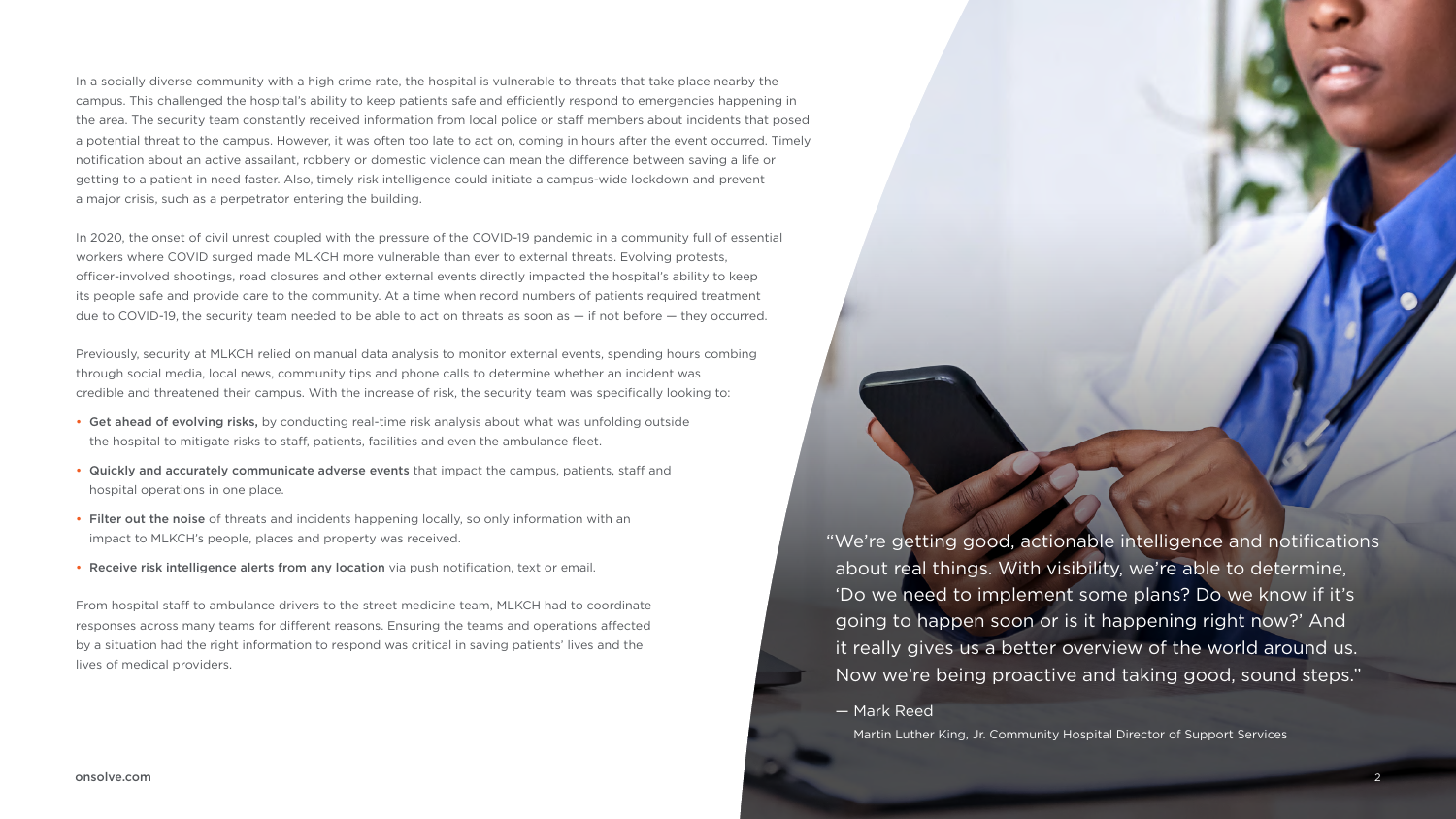In a socially diverse community with a high crime rate, the hospital is vulnerable to threats that take place nearby the campus. This challenged the hospital's ability to keep patients safe and efficiently respond to emergencies happening in the area. The security team constantly received information from local police or staff members about incidents that posed a potential threat to the campus. However, it was often too late to act on, coming in hours after the event occurred. Timely notification about an active assailant, robbery or domestic violence can mean the difference between saving a life or getting to a patient in need faster. Also, timely risk intelligence could initiate a campus-wide lockdown and prevent a major crisis, such as a perpetrator entering the building.

In 2020, the onset of civil unrest coupled with the pressure of the COVID-19 pandemic in a community full of essential workers where COVID surged made MLKCH more vulnerable than ever to external threats. Evolving protests, officer-involved shootings, road closures and other external events directly impacted the hospital's ability to keep its people safe and provide care to the community. At a time when record numbers of patients required treatment due to COVID-19, the security team needed to be able to act on threats as soon as — if not before — they occurred.

Previously, security at MLKCH relied on manual data analysis to monitor external events, spending hours combing through social media, local news, community tips and phone calls to determine whether an incident was credible and threatened their campus. With the increase of risk, the security team was specifically looking to:

- **Get ahead of evolving risks,** by conducting real-time risk analysis about what was unfolding outside the hospital to mitigate risks to staff, patients, facilities and even the ambulance fleet.
- **Quickly and accurately communicate adverse events** that impact the campus, patients, staff and hospital operations in one place.
- **Filter out the noise** of threats and incidents happening locally, so only information with an impact to MLKCH's people, places and property was received.
- **Receive risk intelligence alerts from any location** via push notification, text or email.

From hospital staff to ambulance drivers to the street medicine team, MLKCH had to coordinate responses across many teams for different reasons. Ensuring the teams and operations affected by a situation had the right information to respond was critical in saving patients' lives and the lives of medical providers.

> "We're getting good, actionable intelligence and notifications about real things. With visibility, we're able to determine, 'Do we need to implement some plans? Do we know if it's going to happen soon or is it happening right now?' And it really gives us a better overview of the world around us. Now we're being proactive and taking good, sound steps."
>
> — Mark Reed
>
> Martin Luther King, Jr. Community Hospital Director of Support Services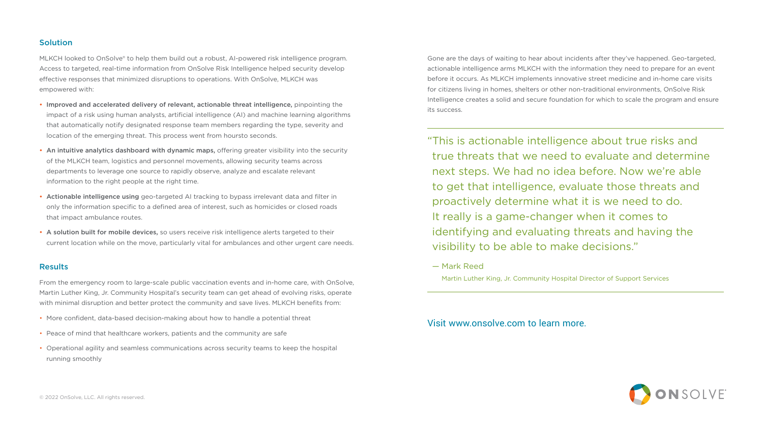## Solution

MLKCH looked to OnSolve® to help them build out a robust, AI-powered risk intelligence program. Access to targeted, real-time information from OnSolve Risk Intelligence helped security develop effective responses that minimized disruptions to operations. With OnSolve, MLKCH was empowered with:

- **Improved and accelerated delivery of relevant, actionable threat intelligence,** pinpointing the impact of a risk using human analysts, artificial intelligence (AI) and machine learning algorithms that automatically notify designated response team members regarding the type, severity and location of the emerging threat. This process went from hoursto seconds.
- **An intuitive analytics dashboard with dynamic maps,** offering greater visibility into the security of the MLKCH team, logistics and personnel movements, allowing security teams across departments to leverage one source to rapidly observe, analyze and escalate relevant information to the right people at the right time.
- **Actionable intelligence using** geo-targeted AI tracking to bypass irrelevant data and filter in only the information specific to a defined area of interest, such as homicides or closed roads that impact ambulance routes.
- **A solution built for mobile devices,** so users receive risk intelligence alerts targeted to their current location while on the move, particularly vital for ambulances and other urgent care needs.

## Results

From the emergency room to large-scale public vaccination events and in-home care, with OnSolve, Martin Luther King, Jr. Community Hospital's security team can get ahead of evolving risks, operate with minimal disruption and better protect the community and save lives. MLKCH benefits from:

- More confident, data-based decision-making about how to handle a potential threat
- Peace of mind that healthcare workers, patients and the community are safe
- Operational agility and seamless communications across security teams to keep the hospital running smoothly

Gone are the days of waiting to hear about incidents after they've happened. Geo-targeted, actionable intelligence arms MLKCH with the information they need to prepare for an event before it occurs. As MLKCH implements innovative street medicine and in-home care visits for citizens living in homes, shelters or other non-traditional environments, OnSolve Risk Intelligence creates a solid and secure foundation for which to scale the program and ensure its success.

> "This is actionable intelligence about true risks and true threats that we need to evaluate and determine next steps. We had no idea before. Now we're able to get that intelligence, evaluate those threats and proactively determine what it is we need to do. It really is a game-changer when it comes to identifying and evaluating threats and having the visibility to be able to make decisions."
>
> — Mark Reed
>
> Martin Luther King, Jr. Community Hospital Director of Support Services

Visit www.onsolve.com to learn more.

© 2022 OnSolve, LLC. All rights reserved.

ONSOLVE®